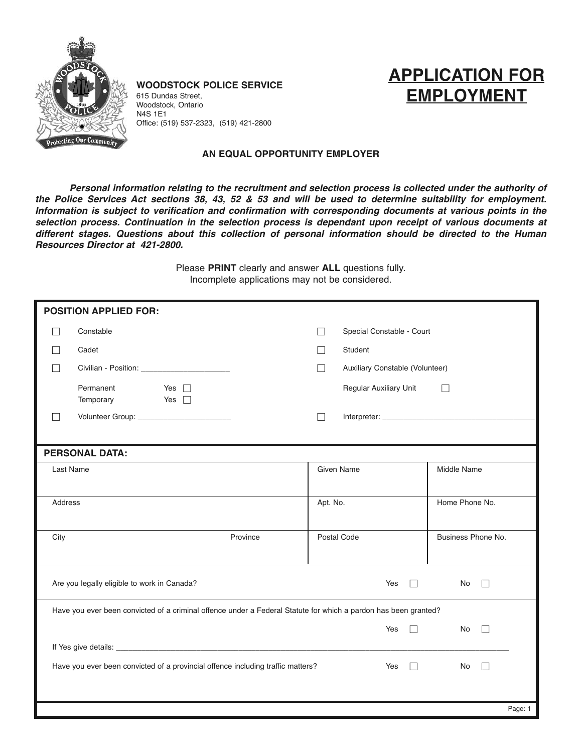**WOODSTOCK POLICE SERVICE**
615 Dundas Street,
Woodstock, Ontario
N4S 1E1
Office: (519) 537-2323, (519) 421-2800

# APPLICATION FOR EMPLOYMENT

**AN EQUAL OPPORTUNITY EMPLOYER**

***Personal information relating to the recruitment and selection process is collected under the authority of the Police Services Act sections 38, 43, 52 & 53 and will be used to determine suitability for employment. Information is subject to verification and confirmation with corresponding documents at various points in the selection process. Continuation in the selection process is dependant upon receipt of various documents at different stages. Questions about this collection of personal information should be directed to the Human Resources Director at 421-2800.***

Please **PRINT** clearly and answer **ALL** questions fully.
Incomplete applications may not be considered.

## POSITION APPLIED FOR:

- ☐ Constable
- ☐ Cadet
- ☐ Civilian - Position: ____________________
  - Permanent Yes ☐
  - Temporary Yes ☐
- ☐ Volunteer Group: ____________________
- ☐ Special Constable - Court
- ☐ Student
- ☐ Auxiliary Constable (Volunteer)
  - Regular Auxiliary Unit ☐
- ☐ Interpreter: ____________________

## PERSONAL DATA:

| | | | |
|---|---|---|---|
| Last Name | | Given Name | Middle Name |
| Address | | Apt. No. | Home Phone No. |
| City | Province | Postal Code | Business Phone No. |

Are you legally eligible to work in Canada? Yes ☐ No ☐

Have you ever been convicted of a criminal offence under a Federal Statute for which a pardon has been granted?

Yes ☐ No ☐

If Yes give details: ____________________

Have you ever been convicted of a provincial offence including traffic matters? Yes ☐ No ☐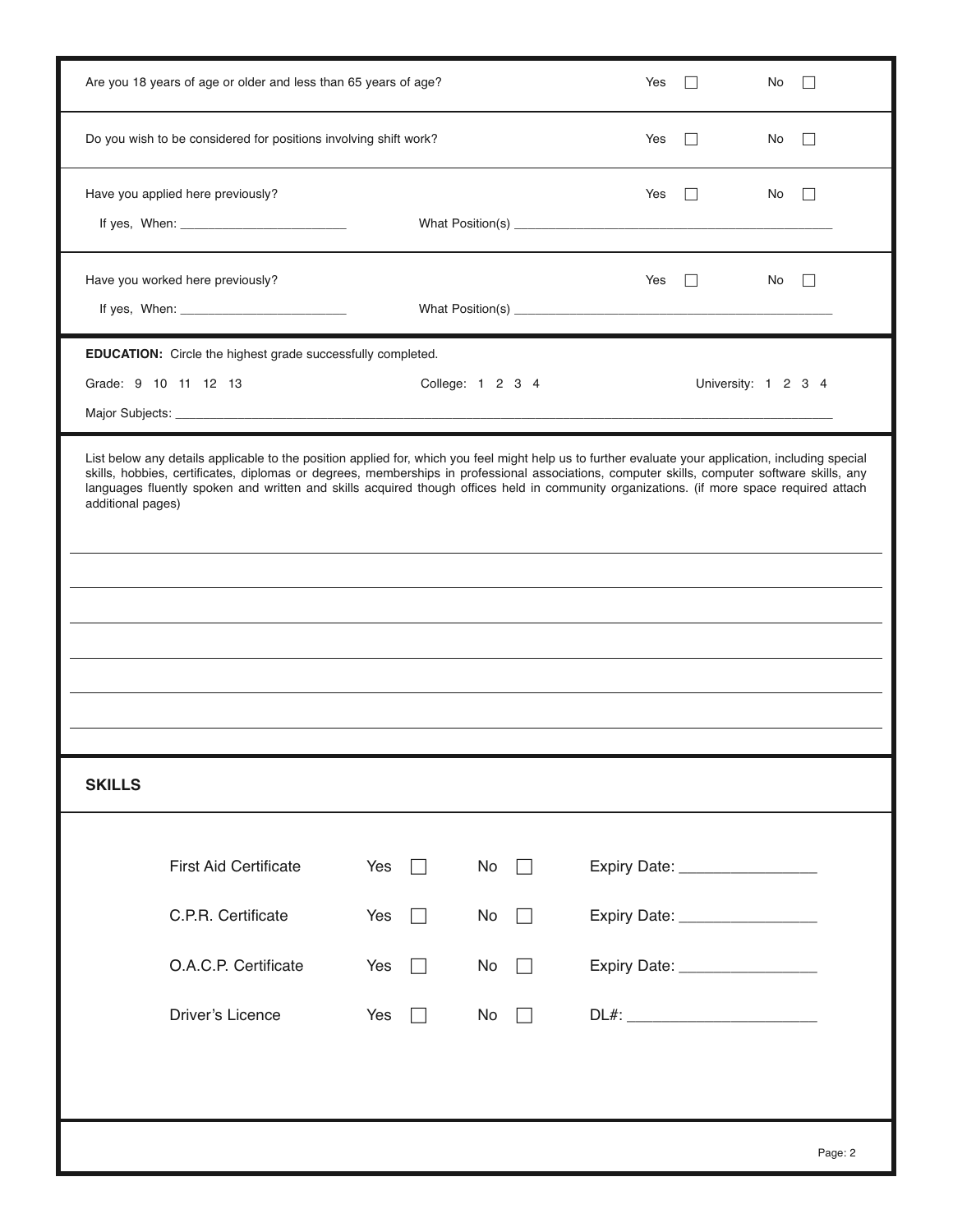Are you 18 years of age or older and less than 65 years of age? Yes ☐ No ☐

Do you wish to be considered for positions involving shift work? Yes ☐ No ☐

Have you applied here previously? Yes ☐ No ☐

If yes, When: ________________________ What Position(s) ________________________________________________

Have you worked here previously? Yes ☐ No ☐

If yes, When: ________________________ What Position(s) ________________________________________________

**EDUCATION:** Circle the highest grade successfully completed.

Grade: 9 10 11 12 13 College: 1 2 3 4 University: 1 2 3 4

Major Subjects: ________________________________________________________________________________________________

List below any details applicable to the position applied for, which you feel might help us to further evaluate your application, including special skills, hobbies, certificates, diplomas or degrees, memberships in professional associations, computer skills, computer software skills, any languages fluently spoken and written and skills acquired though offices held in community organizations. (if more space required attach additional pages)

________________________________________________________________________________________________

________________________________________________________________________________________________

________________________________________________________________________________________________

________________________________________________________________________________________________

________________________________________________________________________________________________

________________________________________________________________________________________________

## SKILLS

| | | | |
|---|---|---|---|
| First Aid Certificate | Yes ☐ | No ☐ | Expiry Date: ________________ |
| C.P.R. Certificate | Yes ☐ | No ☐ | Expiry Date: ________________ |
| O.A.C.P. Certificate | Yes ☐ | No ☐ | Expiry Date: ________________ |
| Driver's Licence | Yes ☐ | No ☐ | DL#: ______________________ |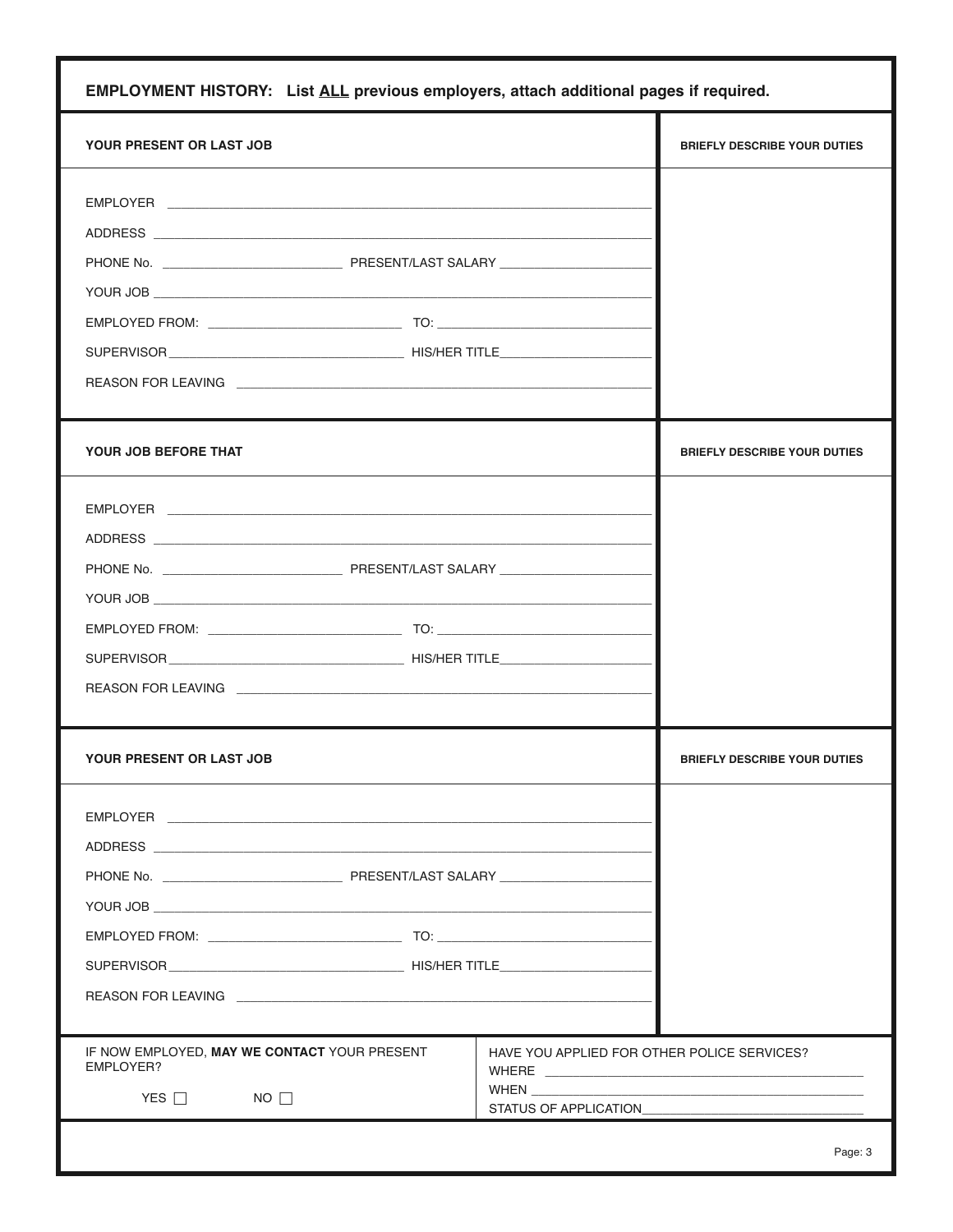## EMPLOYMENT HISTORY: List **ALL** previous employers, attach additional pages if required.

| YOUR PRESENT OR LAST JOB | BRIEFLY DESCRIBE YOUR DUTIES |
|---|---|
| EMPLOYER ______________________________ | |
| ADDRESS ______________________________ | |
| PHONE No. ______________ PRESENT/LAST SALARY ______________ | |
| YOUR JOB ______________________________ | |
| EMPLOYED FROM: ______________ TO: ______________ | |
| SUPERVISOR ______________ HIS/HER TITLE ______________ | |
| REASON FOR LEAVING ______________________________ | |

| YOUR JOB BEFORE THAT | BRIEFLY DESCRIBE YOUR DUTIES |
|---|---|
| EMPLOYER ______________________________ | |
| ADDRESS ______________________________ | |
| PHONE No. ______________ PRESENT/LAST SALARY ______________ | |
| YOUR JOB ______________________________ | |
| EMPLOYED FROM: ______________ TO: ______________ | |
| SUPERVISOR ______________ HIS/HER TITLE ______________ | |
| REASON FOR LEAVING ______________________________ | |

| YOUR PRESENT OR LAST JOB | BRIEFLY DESCRIBE YOUR DUTIES |
|---|---|
| EMPLOYER ______________________________ | |
| ADDRESS ______________________________ | |
| PHONE No. ______________ PRESENT/LAST SALARY ______________ | |
| YOUR JOB ______________________________ | |
| EMPLOYED FROM: ______________ TO: ______________ | |
| SUPERVISOR ______________ HIS/HER TITLE ______________ | |
| REASON FOR LEAVING ______________________________ | |

| IF NOW EMPLOYED, **MAY WE CONTACT** YOUR PRESENT EMPLOYER? | HAVE YOU APPLIED FOR OTHER POLICE SERVICES? |
|---|---|
| YES ☐ NO ☐ | WHERE ______________________________ |
| | WHEN ______________________________ |
| | STATUS OF APPLICATION ______________________________ |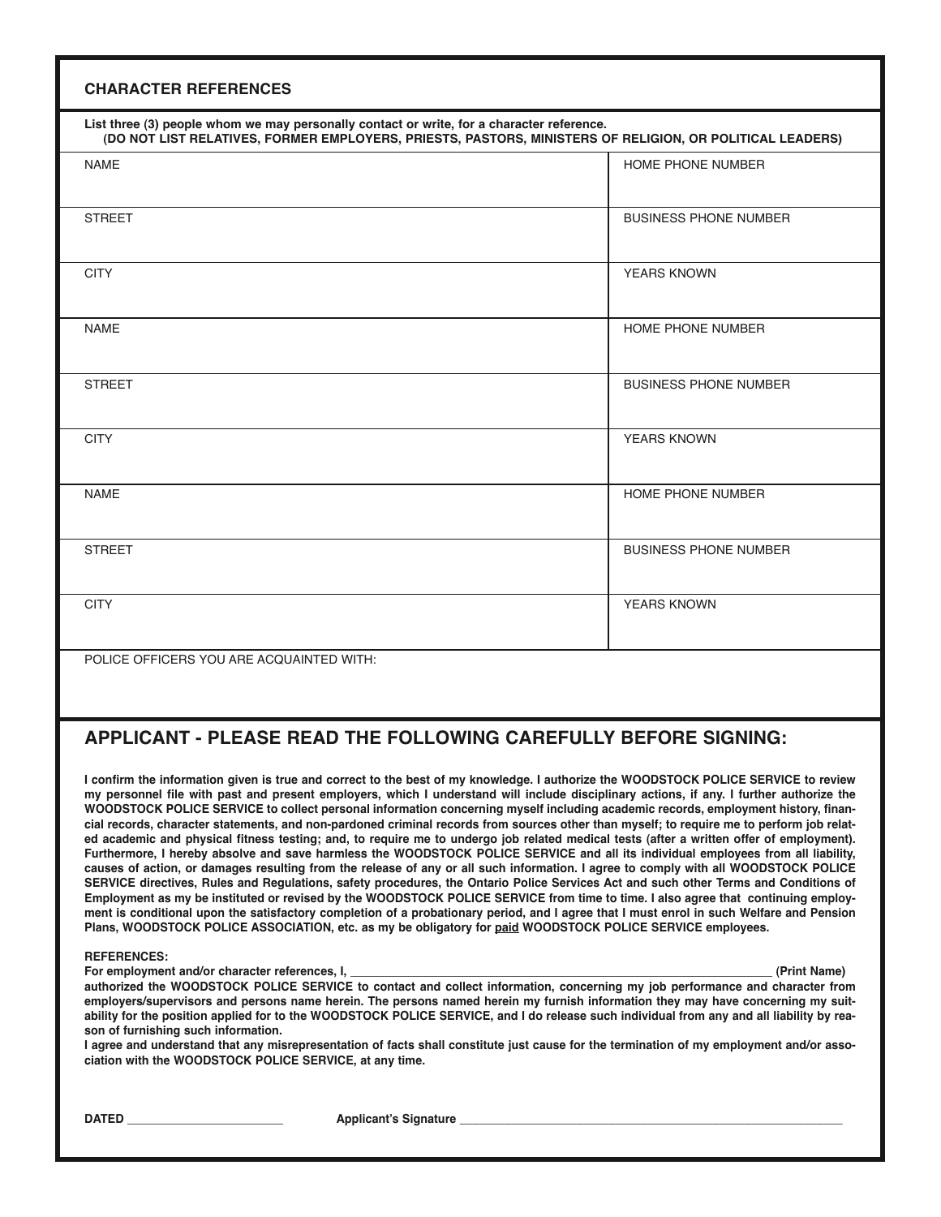## CHARACTER REFERENCES

**List three (3) people whom we may personally contact or write, for a character reference.**
**(DO NOT LIST RELATIVES, FORMER EMPLOYERS, PRIESTS, PASTORS, MINISTERS OF RELIGION, OR POLITICAL LEADERS)**

| | |
|---|---|
| NAME | HOME PHONE NUMBER |
| STREET | BUSINESS PHONE NUMBER |
| CITY | YEARS KNOWN |
| NAME | HOME PHONE NUMBER |
| STREET | BUSINESS PHONE NUMBER |
| CITY | YEARS KNOWN |
| NAME | HOME PHONE NUMBER |
| STREET | BUSINESS PHONE NUMBER |
| CITY | YEARS KNOWN |

POLICE OFFICERS YOU ARE ACQUAINTED WITH:

## APPLICANT - PLEASE READ THE FOLLOWING CAREFULLY BEFORE SIGNING:

**I confirm the information given is true and correct to the best of my knowledge. I authorize the WOODSTOCK POLICE SERVICE to review my personnel file with past and present employers, which I understand will include disciplinary actions, if any. I further authorize the WOODSTOCK POLICE SERVICE to collect personal information concerning myself including academic records, employment history, financial records, character statements, and non-pardoned criminal records from sources other than myself; to require me to perform job related academic and physical fitness testing; and, to require me to undergo job related medical tests (after a written offer of employment). Furthermore, I hereby absolve and save harmless the WOODSTOCK POLICE SERVICE and all its individual employees from all liability, causes of action, or damages resulting from the release of any or all such information. I agree to comply with all WOODSTOCK POLICE SERVICE directives, Rules and Regulations, safety procedures, the Ontario Police Services Act and such other Terms and Conditions of Employment as my be instituted or revised by the WOODSTOCK POLICE SERVICE from time to time. I also agree that continuing employment is conditional upon the satisfactory completion of a probationary period, and I agree that I must enrol in such Welfare and Pension Plans, WOODSTOCK POLICE ASSOCIATION, etc. as my be obligatory for <u>paid</u> WOODSTOCK POLICE SERVICE employees.**

**REFERENCES:**
**For employment and/or character references, I, ________________________________________ (Print Name) authorized the WOODSTOCK POLICE SERVICE to contact and collect information, concerning my job performance and character from employers/supervisors and persons name herein. The persons named herein my furnish information they may have concerning my suitability for the position applied for to the WOODSTOCK POLICE SERVICE, and I do release such individual from any and all liability by reason of furnishing such information.**
**I agree and understand that any misrepresentation of facts shall constitute just cause for the termination of my employment and/or association with the WOODSTOCK POLICE SERVICE, at any time.**

**DATED** ____________________ **Applicant's Signature** ________________________________________